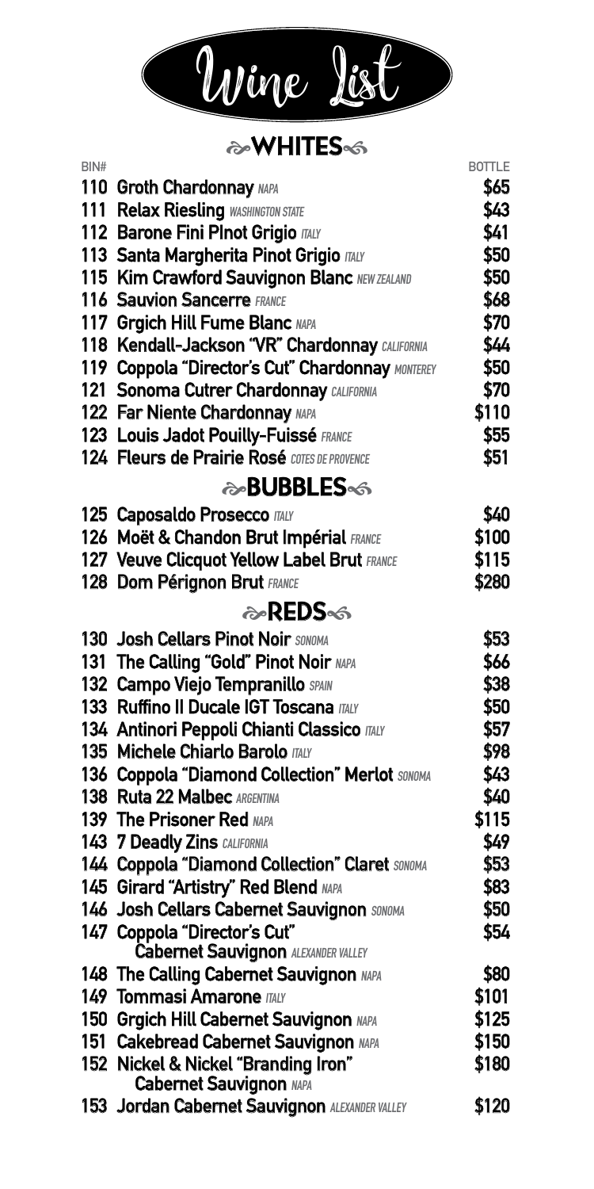# Wine List

## WHITES

| BIN# | | BOTTLE |
|---|---|---|
| 110 | **Groth Chardonnay** *NAPA* | $65 |
| 111 | **Relax Riesling** *WASHINGTON STATE* | $43 |
| 112 | **Barone Fini PInot Grigio** *ITALY* | $41 |
| 113 | **Santa Margherita Pinot Grigio** *ITALY* | $50 |
| 115 | **Kim Crawford Sauvignon Blanc** *NEW ZEALAND* | $50 |
| 116 | **Sauvion Sancerre** *FRANCE* | $68 |
| 117 | **Grgich Hill Fume Blanc** *NAPA* | $70 |
| 118 | **Kendall-Jackson "VR" Chardonnay** *CALIFORNIA* | $44 |
| 119 | **Coppola "Director's Cut" Chardonnay** *MONTEREY* | $50 |
| 121 | **Sonoma Cutrer Chardonnay** *CALIFORNIA* | $70 |
| 122 | **Far Niente Chardonnay** *NAPA* | $110 |
| 123 | **Louis Jadot Pouilly-Fuissé** *FRANCE* | $55 |
| 124 | **Fleurs de Prairie Rosé** *COTES DE PROVENCE* | $51 |

## BUBBLES

| BIN# | | BOTTLE |
|---|---|---|
| 125 | **Caposaldo Prosecco** *ITALY* | $40 |
| 126 | **Moët & Chandon Brut Impérial** *FRANCE* | $100 |
| 127 | **Veuve Clicquot Yellow Label Brut** *FRANCE* | $115 |
| 128 | **Dom Pérignon Brut** *FRANCE* | $280 |

## REDS

| BIN# | | BOTTLE |
|---|---|---|
| 130 | **Josh Cellars Pinot Noir** *SONOMA* | $53 |
| 131 | **The Calling "Gold" Pinot Noir** *NAPA* | $66 |
| 132 | **Campo Viejo Tempranillo** *SPAIN* | $38 |
| 133 | **Ruffino Il Ducale IGT Toscana** *ITALY* | $50 |
| 134 | **Antinori Peppoli Chianti Classico** *ITALY* | $57 |
| 135 | **Michele Chiarlo Barolo** *ITALY* | $98 |
| 136 | **Coppola "Diamond Collection" Merlot** *SONOMA* | $43 |
| 138 | **Ruta 22 Malbec** *ARGENTINA* | $40 |
| 139 | **The Prisoner Red** *NAPA* | $115 |
| 143 | **7 Deadly Zins** *CALIFORNIA* | $49 |
| 144 | **Coppola "Diamond Collection" Claret** *SONOMA* | $53 |
| 145 | **Girard "Artistry" Red Blend** *NAPA* | $83 |
| 146 | **Josh Cellars Cabernet Sauvignon** *SONOMA* | $50 |
| 147 | **Coppola "Director's Cut" Cabernet Sauvignon** *ALEXANDER VALLEY* | $54 |
| 148 | **The Calling Cabernet Sauvignon** *NAPA* | $80 |
| 149 | **Tommasi Amarone** *ITALY* | $101 |
| 150 | **Grgich Hill Cabernet Sauvignon** *NAPA* | $125 |
| 151 | **Cakebread Cabernet Sauvignon** *NAPA* | $150 |
| 152 | **Nickel & Nickel "Branding Iron" Cabernet Sauvignon** *NAPA* | $180 |
| 153 | **Jordan Cabernet Sauvignon** *ALEXANDER VALLEY* | $120 |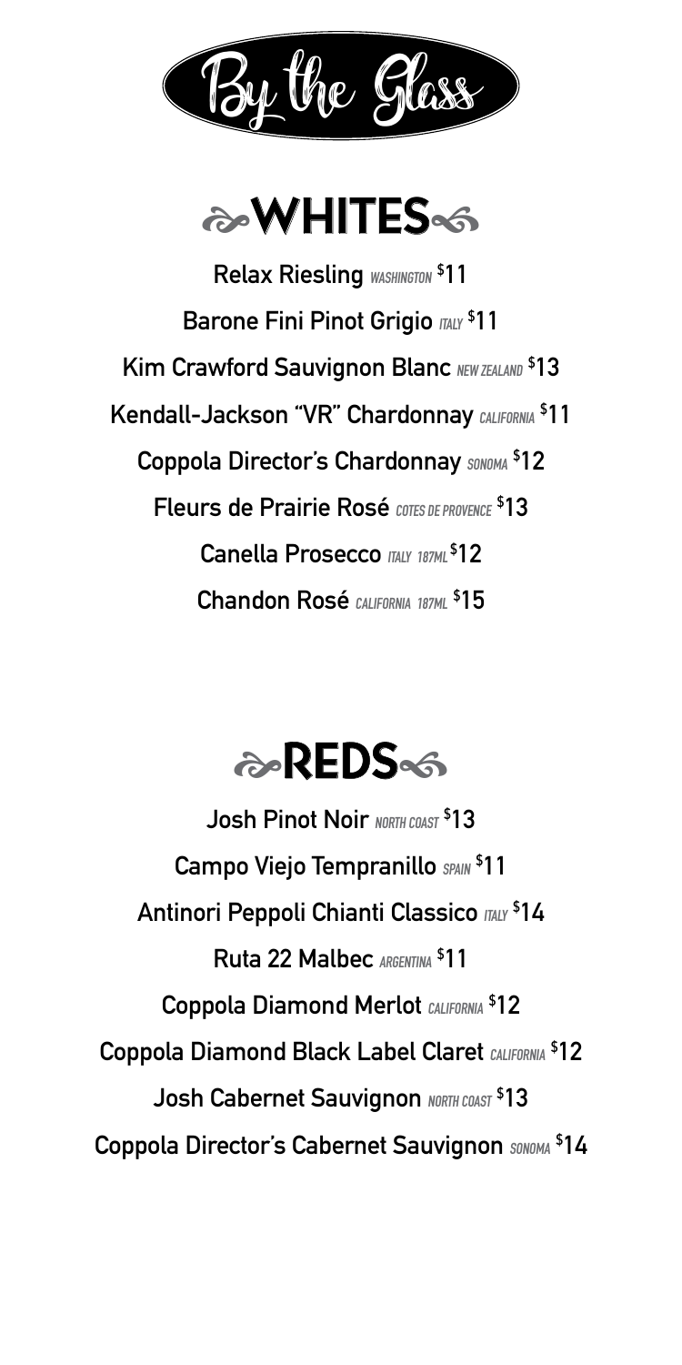# By the Glass

## WHITES

**Relax Riesling** *WASHINGTON* $11

**Barone Fini Pinot Grigio** *ITALY* $11

**Kim Crawford Sauvignon Blanc** *NEW ZEALAND* $13

**Kendall-Jackson "VR" Chardonnay** *CALIFORNIA* $11

**Coppola Director's Chardonnay** *SONOMA* $12

**Fleurs de Prairie Rosé** *COTES DE PROVENCE* $13

**Canella Prosecco** *ITALY 187ML* $12

**Chandon Rosé** *CALIFORNIA 187ML* $15

## REDS

**Josh Pinot Noir** *NORTH COAST* $13

**Campo Viejo Tempranillo** *SPAIN* $11

**Antinori Peppoli Chianti Classico** *ITALY* $14

**Ruta 22 Malbec** *ARGENTINA* $11

**Coppola Diamond Merlot** *CALIFORNIA* $12

**Coppola Diamond Black Label Claret** *CALIFORNIA* $12

**Josh Cabernet Sauvignon** *NORTH COAST* $13

**Coppola Director's Cabernet Sauvignon** *SONOMA* $14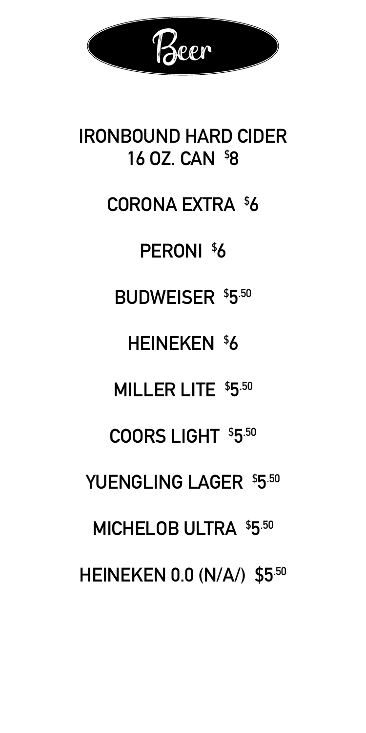# Beer

**IRONBOUND HARD CIDER 16 OZ. CAN $8**

**CORONA EXTRA $6**

**PERONI $6**

**BUDWEISER $5.50**

**HEINEKEN $6**

**MILLER LITE $5.50**

**COORS LIGHT $5.50**

**YUENGLING LAGER $5.50**

**MICHELOB ULTRA $5.50**

**HEINEKEN 0.0 (N/A/) $5.50**